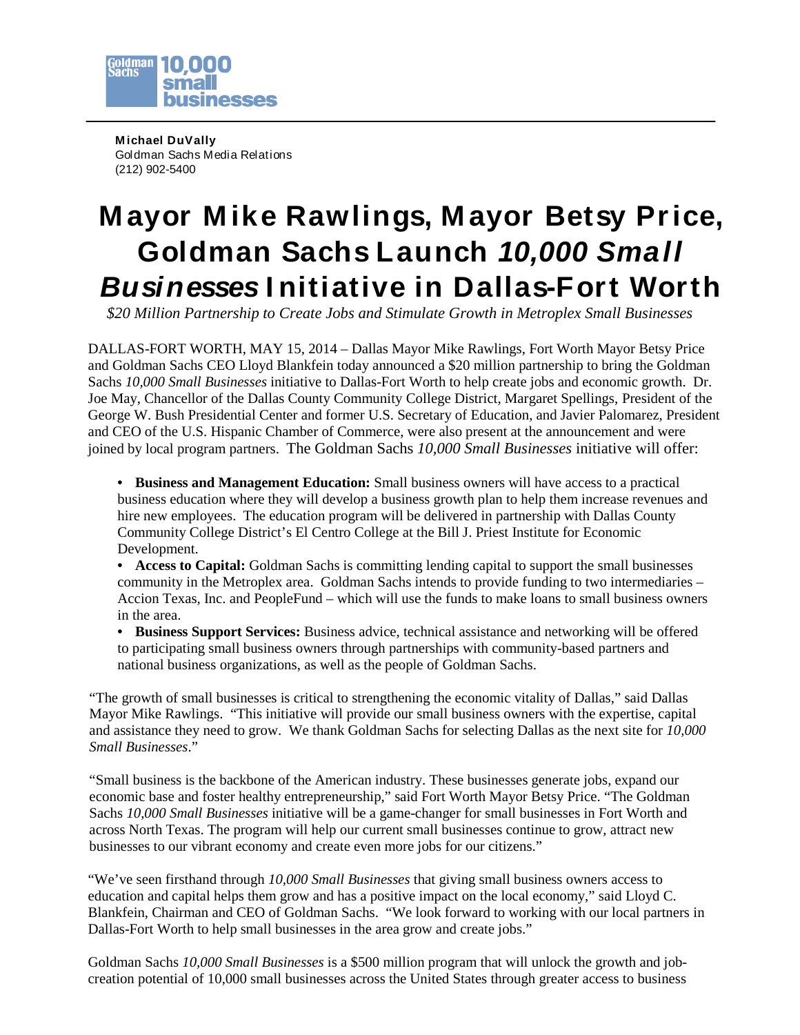Goldman Sachs 10,000 small businesses

**Michael DuVally**
Goldman Sachs Media Relations
(212) 902-5400

# Mayor Mike Rawlings, Mayor Betsy Price, Goldman Sachs Launch *10,000 Small Businesses* Initiative in Dallas-Fort Worth

*$20 Million Partnership to Create Jobs and Stimulate Growth in Metroplex Small Businesses*

DALLAS-FORT WORTH, MAY 15, 2014 – Dallas Mayor Mike Rawlings, Fort Worth Mayor Betsy Price and Goldman Sachs CEO Lloyd Blankfein today announced a $20 million partnership to bring the Goldman Sachs *10,000 Small Businesses* initiative to Dallas-Fort Worth to help create jobs and economic growth. Dr. Joe May, Chancellor of the Dallas County Community College District, Margaret Spellings, President of the George W. Bush Presidential Center and former U.S. Secretary of Education, and Javier Palomarez, President and CEO of the U.S. Hispanic Chamber of Commerce, were also present at the announcement and were joined by local program partners. The Goldman Sachs *10,000 Small Businesses* initiative will offer:

- **Business and Management Education:** Small business owners will have access to a practical business education where they will develop a business growth plan to help them increase revenues and hire new employees. The education program will be delivered in partnership with Dallas County Community College District's El Centro College at the Bill J. Priest Institute for Economic Development.
- **Access to Capital:** Goldman Sachs is committing lending capital to support the small businesses community in the Metroplex area. Goldman Sachs intends to provide funding to two intermediaries – Accion Texas, Inc. and PeopleFund – which will use the funds to make loans to small business owners in the area.
- **Business Support Services:** Business advice, technical assistance and networking will be offered to participating small business owners through partnerships with community-based partners and national business organizations, as well as the people of Goldman Sachs.

"The growth of small businesses is critical to strengthening the economic vitality of Dallas," said Dallas Mayor Mike Rawlings. "This initiative will provide our small business owners with the expertise, capital and assistance they need to grow. We thank Goldman Sachs for selecting Dallas as the next site for *10,000 Small Businesses*."

"Small business is the backbone of the American industry. These businesses generate jobs, expand our economic base and foster healthy entrepreneurship," said Fort Worth Mayor Betsy Price. "The Goldman Sachs *10,000 Small Businesses* initiative will be a game-changer for small businesses in Fort Worth and across North Texas. The program will help our current small businesses continue to grow, attract new businesses to our vibrant economy and create even more jobs for our citizens."

"We've seen firsthand through *10,000 Small Businesses* that giving small business owners access to education and capital helps them grow and has a positive impact on the local economy," said Lloyd C. Blankfein, Chairman and CEO of Goldman Sachs. "We look forward to working with our local partners in Dallas-Fort Worth to help small businesses in the area grow and create jobs."

Goldman Sachs *10,000 Small Businesses* is a $500 million program that will unlock the growth and job-creation potential of 10,000 small businesses across the United States through greater access to business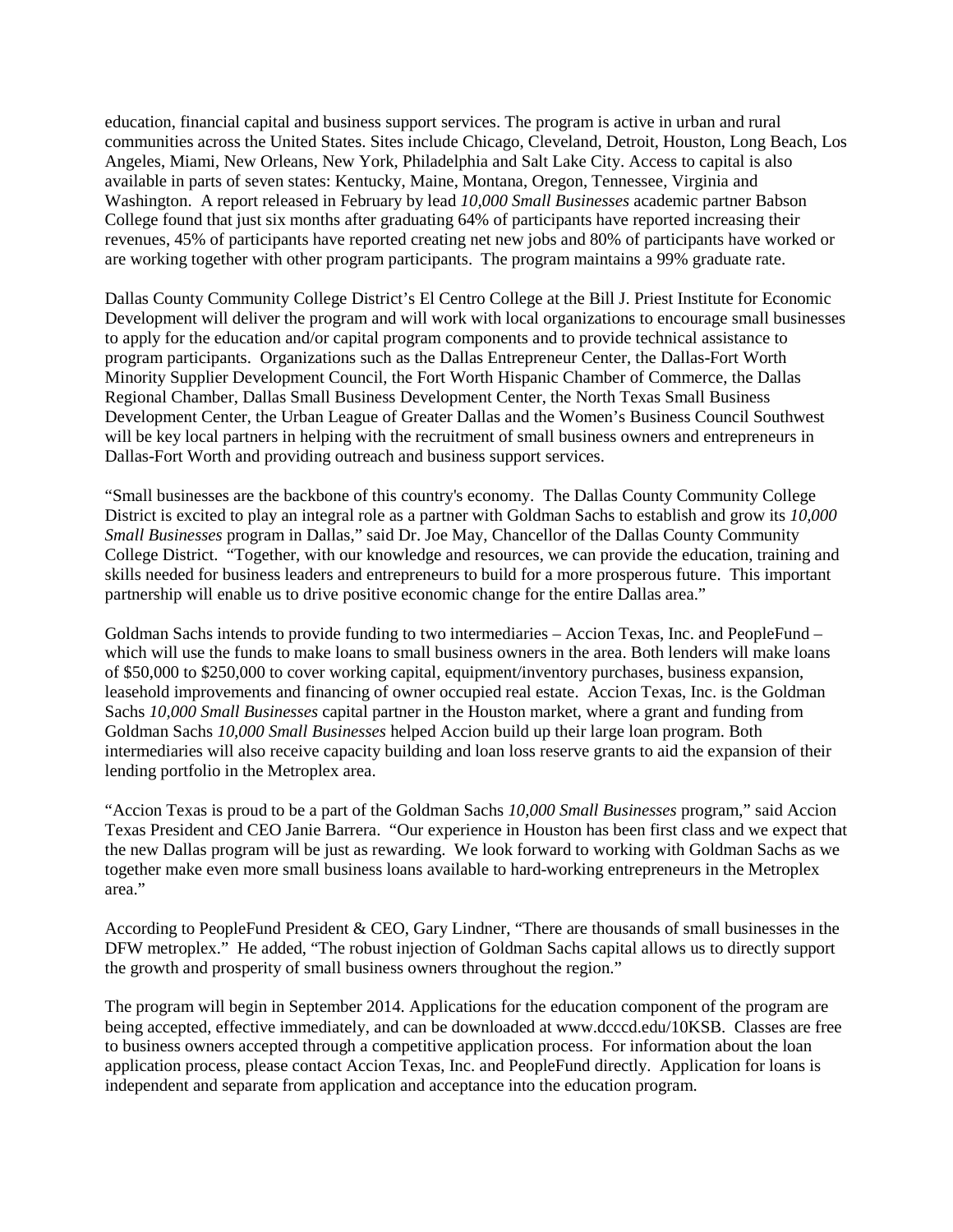education, financial capital and business support services. The program is active in urban and rural communities across the United States. Sites include Chicago, Cleveland, Detroit, Houston, Long Beach, Los Angeles, Miami, New Orleans, New York, Philadelphia and Salt Lake City. Access to capital is also available in parts of seven states: Kentucky, Maine, Montana, Oregon, Tennessee, Virginia and Washington. A report released in February by lead *10,000 Small Businesses* academic partner Babson College found that just six months after graduating 64% of participants have reported increasing their revenues, 45% of participants have reported creating net new jobs and 80% of participants have worked or are working together with other program participants. The program maintains a 99% graduate rate.

Dallas County Community College District's El Centro College at the Bill J. Priest Institute for Economic Development will deliver the program and will work with local organizations to encourage small businesses to apply for the education and/or capital program components and to provide technical assistance to program participants. Organizations such as the Dallas Entrepreneur Center, the Dallas-Fort Worth Minority Supplier Development Council, the Fort Worth Hispanic Chamber of Commerce, the Dallas Regional Chamber, Dallas Small Business Development Center, the North Texas Small Business Development Center, the Urban League of Greater Dallas and the Women's Business Council Southwest will be key local partners in helping with the recruitment of small business owners and entrepreneurs in Dallas-Fort Worth and providing outreach and business support services.

"Small businesses are the backbone of this country's economy. The Dallas County Community College District is excited to play an integral role as a partner with Goldman Sachs to establish and grow its *10,000 Small Businesses* program in Dallas," said Dr. Joe May, Chancellor of the Dallas County Community College District. "Together, with our knowledge and resources, we can provide the education, training and skills needed for business leaders and entrepreneurs to build for a more prosperous future. This important partnership will enable us to drive positive economic change for the entire Dallas area."

Goldman Sachs intends to provide funding to two intermediaries – Accion Texas, Inc. and PeopleFund – which will use the funds to make loans to small business owners in the area. Both lenders will make loans of $50,000 to $250,000 to cover working capital, equipment/inventory purchases, business expansion, leasehold improvements and financing of owner occupied real estate. Accion Texas, Inc. is the Goldman Sachs *10,000 Small Businesses* capital partner in the Houston market, where a grant and funding from Goldman Sachs *10,000 Small Businesses* helped Accion build up their large loan program. Both intermediaries will also receive capacity building and loan loss reserve grants to aid the expansion of their lending portfolio in the Metroplex area.

"Accion Texas is proud to be a part of the Goldman Sachs *10,000 Small Businesses* program," said Accion Texas President and CEO Janie Barrera. "Our experience in Houston has been first class and we expect that the new Dallas program will be just as rewarding. We look forward to working with Goldman Sachs as we together make even more small business loans available to hard-working entrepreneurs in the Metroplex area."

According to PeopleFund President & CEO, Gary Lindner, "There are thousands of small businesses in the DFW metroplex." He added, "The robust injection of Goldman Sachs capital allows us to directly support the growth and prosperity of small business owners throughout the region."

The program will begin in September 2014. Applications for the education component of the program are being accepted, effective immediately, and can be downloaded at www.dcccd.edu/10KSB. Classes are free to business owners accepted through a competitive application process. For information about the loan application process, please contact Accion Texas, Inc. and PeopleFund directly. Application for loans is independent and separate from application and acceptance into the education program.